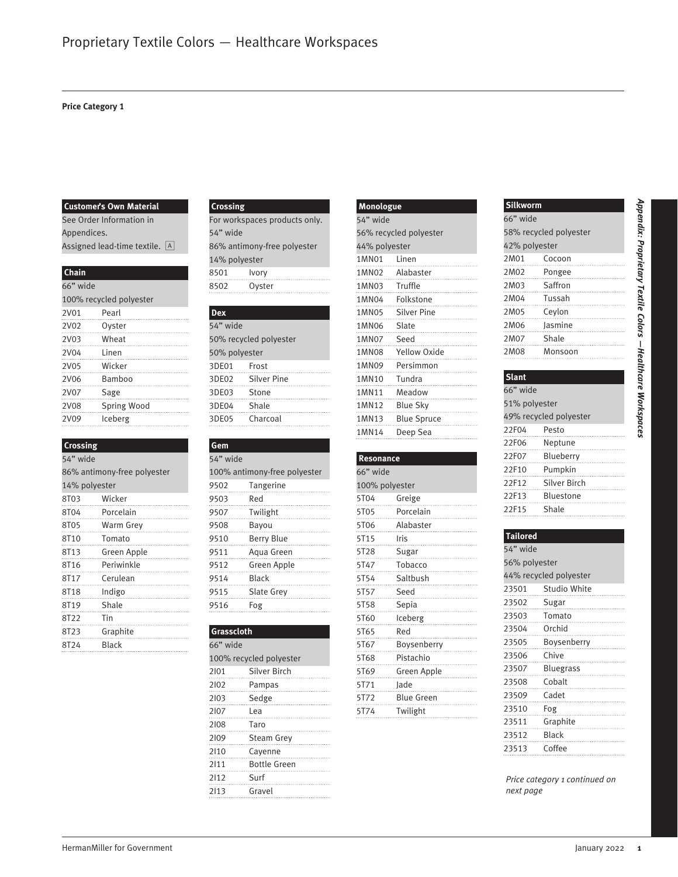# Proprietary Textile Colors — Healthcare Workspaces

**Price Category 1**

### Customer's Own Material

See Order Information in Appendices.
Assigned lead-time textile. [A]

### Chain

66" wide
100% recycled polyester

| | |
|---|---|
| 2V01 | Pearl |
| 2V02 | Oyster |
| 2V03 | Wheat |
| 2V04 | Linen |
| 2V05 | Wicker |
| 2V06 | Bamboo |
| 2V07 | Sage |
| 2V08 | Spring Wood |
| 2V09 | Iceberg |

### Crossing

54" wide
86% antimony-free polyester
14% polyester

| | |
|---|---|
| 8T03 | Wicker |
| 8T04 | Porcelain |
| 8T05 | Warm Grey |
| 8T10 | Tomato |
| 8T13 | Green Apple |
| 8T16 | Periwinkle |
| 8T17 | Cerulean |
| 8T18 | Indigo |
| 8T19 | Shale |
| 8T22 | Tin |
| 8T23 | Graphite |
| 8T24 | Black |

### Crossing

For workspaces products only.
54" wide
86% antimony-free polyester
14% polyester

| | |
|---|---|
| 8501 | Ivory |
| 8502 | Oyster |

### Dex

54" wide
50% recycled polyester
50% polyester

| | |
|---|---|
| 3DE01 | Frost |
| 3DE02 | Silver Pine |
| 3DE03 | Stone |
| 3DE04 | Shale |
| 3DE05 | Charcoal |

### Gem

54" wide
100% antimony-free polyester

| | |
|---|---|
| 9502 | Tangerine |
| 9503 | Red |
| 9507 | Twilight |
| 9508 | Bayou |
| 9510 | Berry Blue |
| 9511 | Aqua Green |
| 9512 | Green Apple |
| 9514 | Black |
| 9515 | Slate Grey |
| 9516 | Fog |

### Grasscloth

66" wide
100% recycled polyester

| | |
|---|---|
| 2I01 | Silver Birch |
| 2I02 | Pampas |
| 2I03 | Sedge |
| 2I07 | Lea |
| 2I08 | Taro |
| 2I09 | Steam Grey |
| 2I10 | Cayenne |
| 2I11 | Bottle Green |
| 2I12 | Surf |
| 2I13 | Gravel |

### Monologue

54" wide
56% recycled polyester
44% polyester

| | |
|---|---|
| 1MN01 | Linen |
| 1MN02 | Alabaster |
| 1MN03 | Truffle |
| 1MN04 | Folkstone |
| 1MN05 | Silver Pine |
| 1MN06 | Slate |
| 1MN07 | Seed |
| 1MN08 | Yellow Oxide |
| 1MN09 | Persimmon |
| 1MN10 | Tundra |
| 1MN11 | Meadow |
| 1MN12 | Blue Sky |
| 1MN13 | Blue Spruce |
| 1MN14 | Deep Sea |

### Resonance

66" wide
100% polyester

| | |
|---|---|
| 5T04 | Greige |
| 5T05 | Porcelain |
| 5T06 | Alabaster |
| 5T15 | Iris |
| 5T28 | Sugar |
| 5T47 | Tobacco |
| 5T54 | Saltbush |
| 5T57 | Seed |
| 5T58 | Sepia |
| 5T60 | Iceberg |
| 5T65 | Red |
| 5T67 | Boysenberry |
| 5T68 | Pistachio |
| 5T69 | Green Apple |
| 5T71 | Jade |
| 5T72 | Blue Green |
| 5T74 | Twilight |

### Silkworm

66" wide
58% recycled polyester
42% polyester

| | |
|---|---|
| 2M01 | Cocoon |
| 2M02 | Pongee |
| 2M03 | Saffron |
| 2M04 | Tussah |
| 2M05 | Ceylon |
| 2M06 | Jasmine |
| 2M07 | Shale |
| 2M08 | Monsoon |

### Slant

66" wide
51% polyester
49% recycled polyester

| | |
|---|---|
| 22F04 | Pesto |
| 22F06 | Neptune |
| 22F07 | Blueberry |
| 22F10 | Pumpkin |
| 22F12 | Silver Birch |
| 22F13 | Bluestone |
| 22F15 | Shale |

### Tailored

54" wide
56% polyester
44% recycled polyester

| | |
|---|---|
| 23501 | Studio White |
| 23502 | Sugar |
| 23503 | Tomato |
| 23504 | Orchid |
| 23505 | Boysenberry |
| 23506 | Chive |
| 23507 | Bluegrass |
| 23508 | Cobalt |
| 23509 | Cadet |
| 23510 | Fog |
| 23511 | Graphite |
| 23512 | Black |
| 23513 | Coffee |

*Price category 1 continued on next page*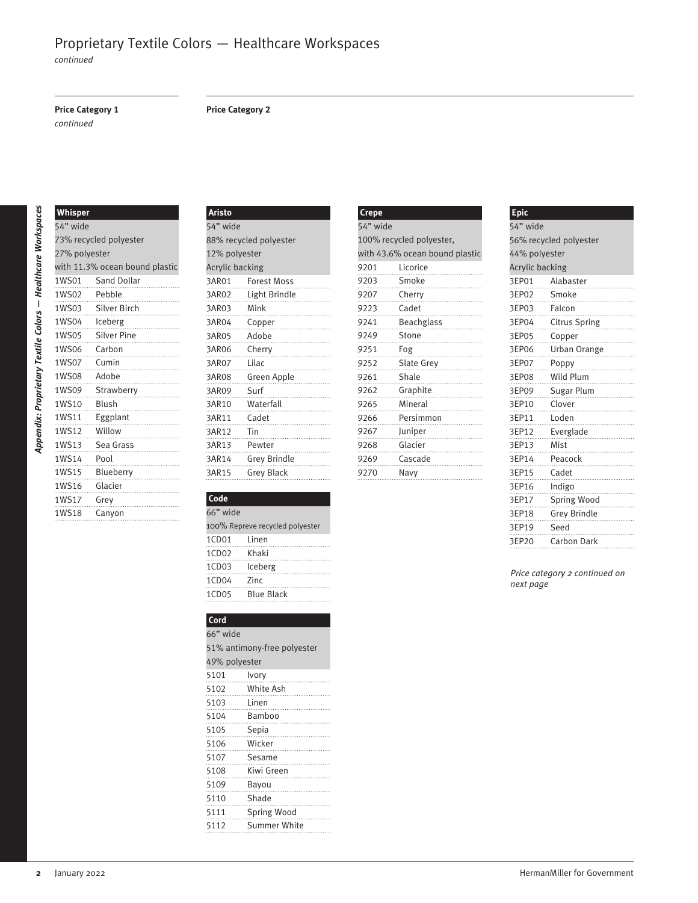# Proprietary Textile Colors — Healthcare Workspaces

*continued*

**Price Category 1**
*continued*

| **Whisper** | |
|---|---|
| 54" wide | |
| 73% recycled polyester | |
| 27% polyester | |
| with 11.3% ocean bound plastic | |
| 1WS01 | Sand Dollar |
| 1WS02 | Pebble |
| 1WS03 | Silver Birch |
| 1WS04 | Iceberg |
| 1WS05 | Silver Pine |
| 1WS06 | Carbon |
| 1WS07 | Cumin |
| 1WS08 | Adobe |
| 1WS09 | Strawberry |
| 1WS10 | Blush |
| 1WS11 | Eggplant |
| 1WS12 | Willow |
| 1WS13 | Sea Grass |
| 1WS14 | Pool |
| 1WS15 | Blueberry |
| 1WS16 | Glacier |
| 1WS17 | Grey |
| 1WS18 | Canyon |

**Price Category 2**

| **Aristo** | |
|---|---|
| 54" wide | |
| 88% recycled polyester | |
| 12% polyester | |
| Acrylic backing | |
| 3AR01 | Forest Moss |
| 3AR02 | Light Brindle |
| 3AR03 | Mink |
| 3AR04 | Copper |
| 3AR05 | Adobe |
| 3AR06 | Cherry |
| 3AR07 | Lilac |
| 3AR08 | Green Apple |
| 3AR09 | Surf |
| 3AR10 | Waterfall |
| 3AR11 | Cadet |
| 3AR12 | Tin |
| 3AR13 | Pewter |
| 3AR14 | Grey Brindle |
| 3AR15 | Grey Black |

| **Code** | |
|---|---|
| 66" wide | |
| 100% Repreve recycled polyester | |
| 1CD01 | Linen |
| 1CD02 | Khaki |
| 1CD03 | Iceberg |
| 1CD04 | Zinc |
| 1CD05 | Blue Black |

| **Cord** | |
|---|---|
| 66" wide | |
| 51% antimony-free polyester | |
| 49% polyester | |
| 5101 | Ivory |
| 5102 | White Ash |
| 5103 | Linen |
| 5104 | Bamboo |
| 5105 | Sepia |
| 5106 | Wicker |
| 5107 | Sesame |
| 5108 | Kiwi Green |
| 5109 | Bayou |
| 5110 | Shade |
| 5111 | Spring Wood |
| 5112 | Summer White |

| **Crepe** | |
|---|---|
| 54" wide | |
| 100% recycled polyester, | |
| with 43.6% ocean bound plastic | |
| 9201 | Licorice |
| 9203 | Smoke |
| 9207 | Cherry |
| 9223 | Cadet |
| 9241 | Beachglass |
| 9249 | Stone |
| 9251 | Fog |
| 9252 | Slate Grey |
| 9261 | Shale |
| 9262 | Graphite |
| 9265 | Mineral |
| 9266 | Persimmon |
| 9267 | Juniper |
| 9268 | Glacier |
| 9269 | Cascade |
| 9270 | Navy |

| **Epic** | |
|---|---|
| 54" wide | |
| 56% recycled polyester | |
| 44% polyester | |
| Acrylic backing | |
| 3EP01 | Alabaster |
| 3EP02 | Smoke |
| 3EP03 | Falcon |
| 3EP04 | Citrus Spring |
| 3EP05 | Copper |
| 3EP06 | Urban Orange |
| 3EP07 | Poppy |
| 3EP08 | Wild Plum |
| 3EP09 | Sugar Plum |
| 3EP10 | Clover |
| 3EP11 | Loden |
| 3EP12 | Everglade |
| 3EP13 | Mist |
| 3EP14 | Peacock |
| 3EP15 | Cadet |
| 3EP16 | Indigo |
| 3EP17 | Spring Wood |
| 3EP18 | Grey Brindle |
| 3EP19 | Seed |
| 3EP20 | Carbon Dark |

*Price category 2 continued on next page*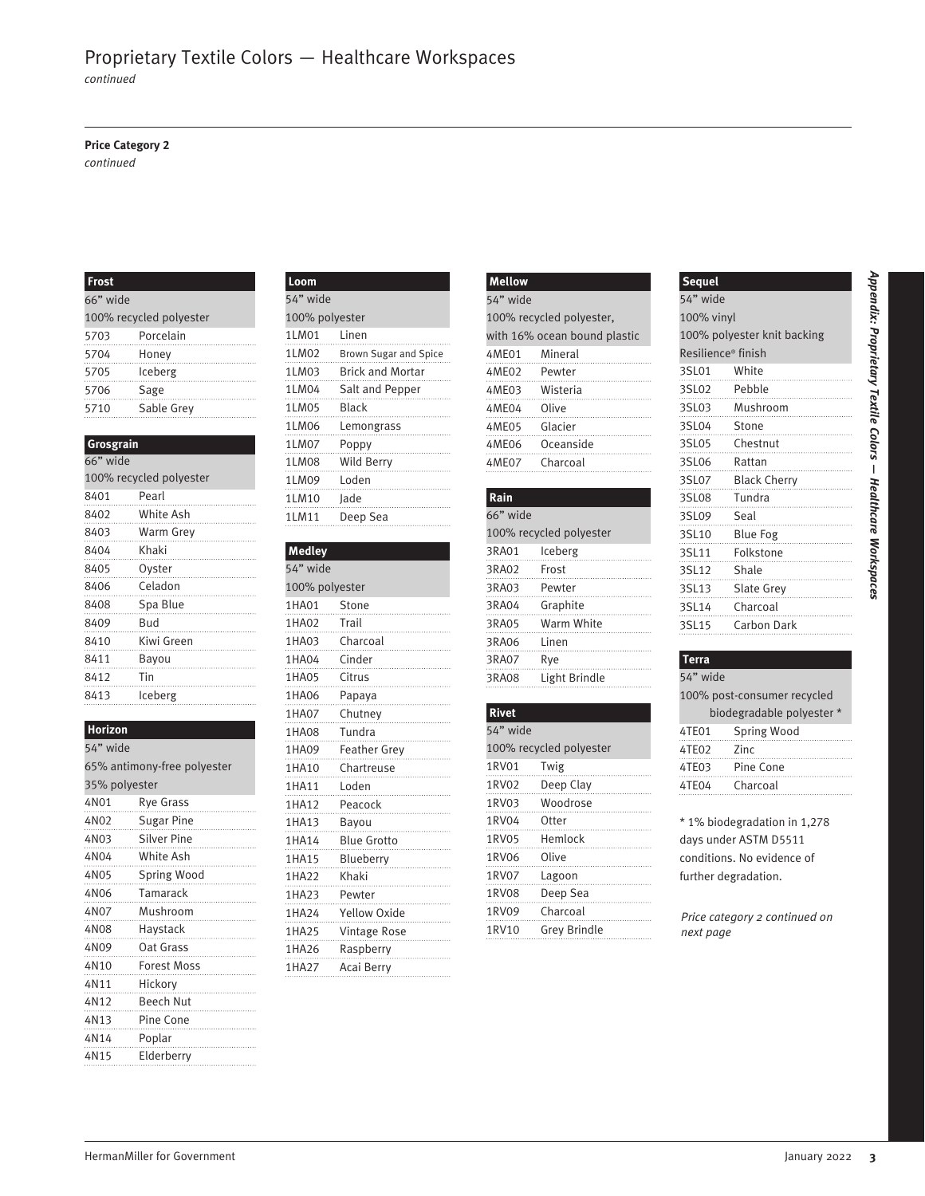# Proprietary Textile Colors — Healthcare Workspaces

*continued*

**Price Category 2**

*continued*

**Frost**

66" wide

100% recycled polyester

| Code | Color |
| --- | --- |
| 5703 | Porcelain |
| 5704 | Honey |
| 5705 | Iceberg |
| 5706 | Sage |
| 5710 | Sable Grey |

**Grosgrain**

66" wide

100% recycled polyester

| Code | Color |
| --- | --- |
| 8401 | Pearl |
| 8402 | White Ash |
| 8403 | Warm Grey |
| 8404 | Khaki |
| 8405 | Oyster |
| 8406 | Celadon |
| 8408 | Spa Blue |
| 8409 | Bud |
| 8410 | Kiwi Green |
| 8411 | Bayou |
| 8412 | Tin |
| 8413 | Iceberg |

**Horizon**

54" wide

65% antimony-free polyester

35% polyester

| Code | Color |
| --- | --- |
| 4N01 | Rye Grass |
| 4N02 | Sugar Pine |
| 4N03 | Silver Pine |
| 4N04 | White Ash |
| 4N05 | Spring Wood |
| 4N06 | Tamarack |
| 4N07 | Mushroom |
| 4N08 | Haystack |
| 4N09 | Oat Grass |
| 4N10 | Forest Moss |
| 4N11 | Hickory |
| 4N12 | Beech Nut |
| 4N13 | Pine Cone |
| 4N14 | Poplar |
| 4N15 | Elderberry |

**Loom**

54" wide

100% polyester

| Code | Color |
| --- | --- |
| 1LM01 | Linen |
| 1LM02 | Brown Sugar and Spice |
| 1LM03 | Brick and Mortar |
| 1LM04 | Salt and Pepper |
| 1LM05 | Black |
| 1LM06 | Lemongrass |
| 1LM07 | Poppy |
| 1LM08 | Wild Berry |
| 1LM09 | Loden |
| 1LM10 | Jade |
| 1LM11 | Deep Sea |

**Medley**

54" wide

100% polyester

| Code | Color |
| --- | --- |
| 1HA01 | Stone |
| 1HA02 | Trail |
| 1HA03 | Charcoal |
| 1HA04 | Cinder |
| 1HA05 | Citrus |
| 1HA06 | Papaya |
| 1HA07 | Chutney |
| 1HA08 | Tundra |
| 1HA09 | Feather Grey |
| 1HA10 | Chartreuse |
| 1HA11 | Loden |
| 1HA12 | Peacock |
| 1HA13 | Bayou |
| 1HA14 | Blue Grotto |
| 1HA15 | Blueberry |
| 1HA22 | Khaki |
| 1HA23 | Pewter |
| 1HA24 | Yellow Oxide |
| 1HA25 | Vintage Rose |
| 1HA26 | Raspberry |
| 1HA27 | Acai Berry |

**Mellow**

54" wide

100% recycled polyester, with 16% ocean bound plastic

| Code | Color |
| --- | --- |
| 4ME01 | Mineral |
| 4ME02 | Pewter |
| 4ME03 | Wisteria |
| 4ME04 | Olive |
| 4ME05 | Glacier |
| 4ME06 | Oceanside |
| 4ME07 | Charcoal |

**Rain**

66" wide

100% recycled polyester

| Code | Color |
| --- | --- |
| 3RA01 | Iceberg |
| 3RA02 | Frost |
| 3RA03 | Pewter |
| 3RA04 | Graphite |
| 3RA05 | Warm White |
| 3RA06 | Linen |
| 3RA07 | Rye |
| 3RA08 | Light Brindle |

**Rivet**

54" wide

100% recycled polyester

| Code | Color |
| --- | --- |
| 1RV01 | Twig |
| 1RV02 | Deep Clay |
| 1RV03 | Woodrose |
| 1RV04 | Otter |
| 1RV05 | Hemlock |
| 1RV06 | Olive |
| 1RV07 | Lagoon |
| 1RV08 | Deep Sea |
| 1RV09 | Charcoal |
| 1RV10 | Grey Brindle |

**Sequel**

54" wide

100% vinyl

100% polyester knit backing

Resilience® finish

| Code | Color |
| --- | --- |
| 3SL01 | White |
| 3SL02 | Pebble |
| 3SL03 | Mushroom |
| 3SL04 | Stone |
| 3SL05 | Chestnut |
| 3SL06 | Rattan |
| 3SL07 | Black Cherry |
| 3SL08 | Tundra |
| 3SL09 | Seal |
| 3SL10 | Blue Fog |
| 3SL11 | Folkstone |
| 3SL12 | Shale |
| 3SL13 | Slate Grey |
| 3SL14 | Charcoal |
| 3SL15 | Carbon Dark |

**Terra**

54" wide

100% post-consumer recycled biodegradable polyester *

| Code | Color |
| --- | --- |
| 4TE01 | Spring Wood |
| 4TE02 | Zinc |
| 4TE03 | Pine Cone |
| 4TE04 | Charcoal |

* 1% biodegradation in 1,278 days under ASTM D5511 conditions. No evidence of further degradation.

*Price category 2 continued on next page*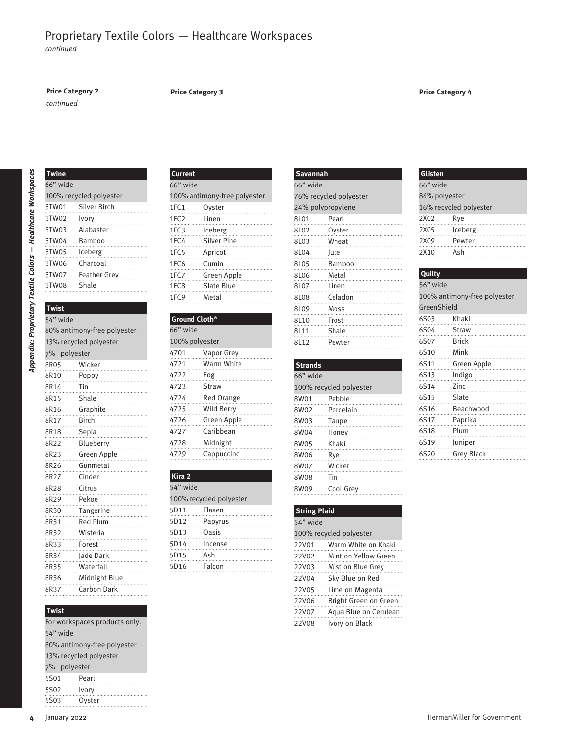# Proprietary Textile Colors — Healthcare Workspaces

*continued*

## Price Category 2

*continued*

### Twine

66" wide

100% recycled polyester

| Code | Color |
|---|---|
| 3TW01 | Silver Birch |
| 3TW02 | Ivory |
| 3TW03 | Alabaster |
| 3TW04 | Bamboo |
| 3TW05 | Iceberg |
| 3TW06 | Charcoal |
| 3TW07 | Feather Grey |
| 3TW08 | Shale |

### Twist

54" wide

80% antimony-free polyester

13% recycled polyester

7% polyester

| Code | Color |
|---|---|
| 8R05 | Wicker |
| 8R10 | Poppy |
| 8R14 | Tin |
| 8R15 | Shale |
| 8R16 | Graphite |
| 8R17 | Birch |
| 8R18 | Sepia |
| 8R22 | Blueberry |
| 8R23 | Green Apple |
| 8R26 | Gunmetal |
| 8R27 | Cinder |
| 8R28 | Citrus |
| 8R29 | Pekoe |
| 8R30 | Tangerine |
| 8R31 | Red Plum |
| 8R32 | Wisteria |
| 8R33 | Forest |
| 8R34 | Jade Dark |
| 8R35 | Waterfall |
| 8R36 | Midnight Blue |
| 8R37 | Carbon Dark |

### Twist

For workspaces products only.

54" wide

80% antimony-free polyester

13% recycled polyester

7% polyester

| Code | Color |
|---|---|
| 5S01 | Pearl |
| 5S02 | Ivory |
| 5S03 | Oyster |

## Price Category 3

### Current

66" wide

100% antimony-free polyester

| Code | Color |
|---|---|
| 1FC1 | Oyster |
| 1FC2 | Linen |
| 1FC3 | Iceberg |
| 1FC4 | Silver Pine |
| 1FC5 | Apricot |
| 1FC6 | Cumin |
| 1FC7 | Green Apple |
| 1FC8 | Slate Blue |
| 1FC9 | Metal |

### Ground Cloth®

66" wide

100% polyester

| Code | Color |
|---|---|
| 4701 | Vapor Grey |
| 4721 | Warm White |
| 4722 | Fog |
| 4723 | Straw |
| 4724 | Red Orange |
| 4725 | Wild Berry |
| 4726 | Green Apple |
| 4727 | Caribbean |
| 4728 | Midnight |
| 4729 | Cappuccino |

### Kira 2

54" wide

100% recycled polyester

| Code | Color |
|---|---|
| 5D11 | Flaxen |
| 5D12 | Papyrus |
| 5D13 | Oasis |
| 5D14 | Incense |
| 5D15 | Ash |
| 5D16 | Falcon |

### Savannah

66" wide

76% recycled polyester

24% polypropylene

| Code | Color |
|---|---|
| 8L01 | Pearl |
| 8L02 | Oyster |
| 8L03 | Wheat |
| 8L04 | Jute |
| 8L05 | Bamboo |
| 8L06 | Metal |
| 8L07 | Linen |
| 8L08 | Celadon |
| 8L09 | Moss |
| 8L10 | Frost |
| 8L11 | Shale |
| 8L12 | Pewter |

### Strands

66" wide

100% recycled polyester

| Code | Color |
|---|---|
| 8W01 | Pebble |
| 8W02 | Porcelain |
| 8W03 | Taupe |
| 8W04 | Honey |
| 8W05 | Khaki |
| 8W06 | Rye |
| 8W07 | Wicker |
| 8W08 | Tin |
| 8W09 | Cool Grey |

### String Plaid

54" wide

100% recycled polyester

| Code | Color |
|---|---|
| 22V01 | Warm White on Khaki |
| 22V02 | Mint on Yellow Green |
| 22V03 | Mist on Blue Grey |
| 22V04 | Sky Blue on Red |
| 22V05 | Lime on Magenta |
| 22V06 | Bright Green on Green |
| 22V07 | Aqua Blue on Cerulean |
| 22V08 | Ivory on Black |

## Price Category 4

### Glisten

66" wide

84% polyester

16% recycled polyester

| Code | Color |
|---|---|
| 2X02 | Rye |
| 2X05 | Iceberg |
| 2X09 | Pewter |
| 2X10 | Ash |

### Quilty

56" wide

100% antimony-free polyester

GreenShield

| Code | Color |
|---|---|
| 6S03 | Khaki |
| 6S04 | Straw |
| 6S07 | Brick |
| 6S10 | Mink |
| 6S11 | Green Apple |
| 6S13 | Indigo |
| 6S14 | Zinc |
| 6S15 | Slate |
| 6S16 | Beachwood |
| 6S17 | Paprika |
| 6S18 | Plum |
| 6S19 | Juniper |
| 6S20 | Grey Black |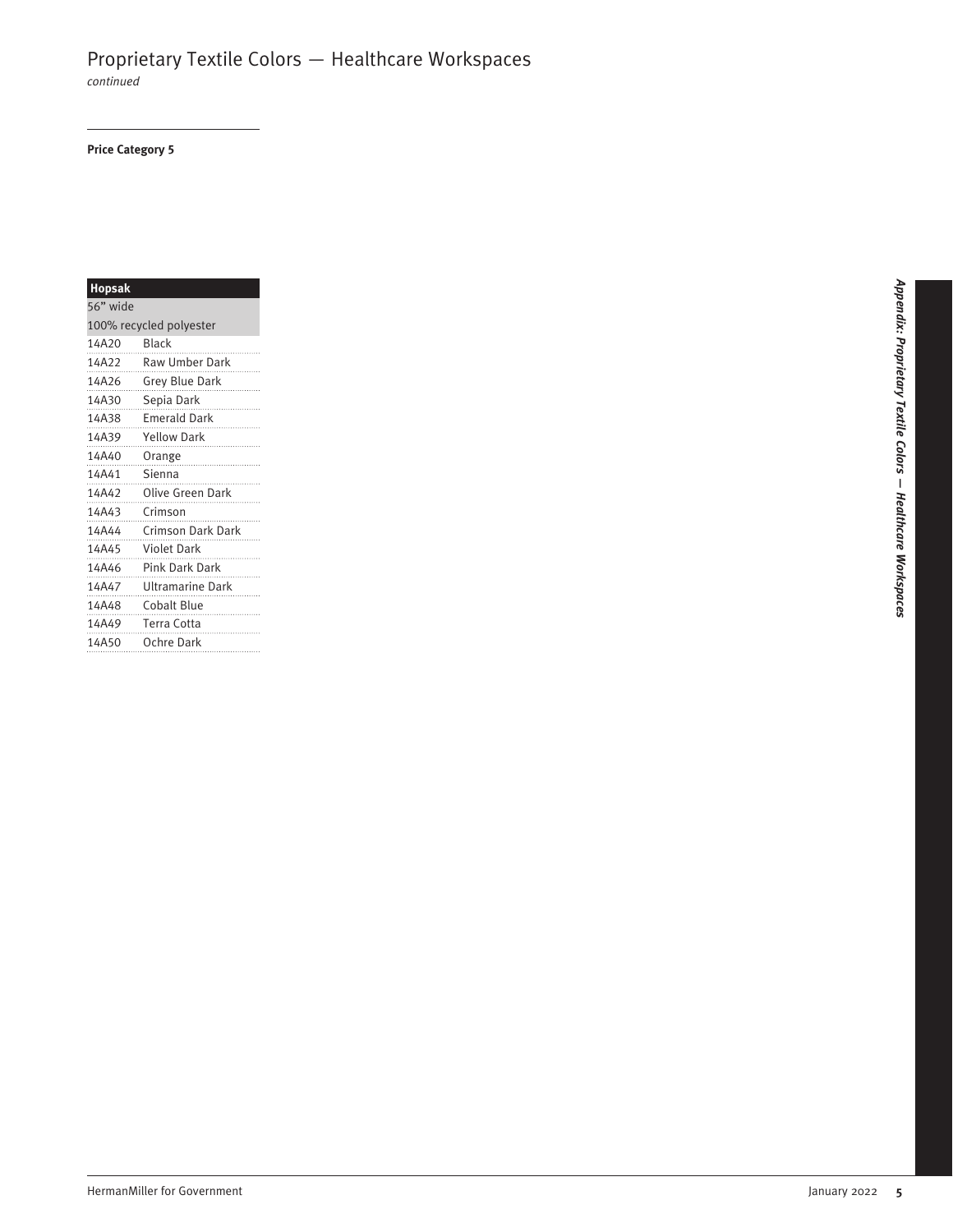# Proprietary Textile Colors — Healthcare Workspaces

*continued*

**Price Category 5**

| Hopsak | |
|---|---|
| 56" wide | |
| 100% recycled polyester | |
| 14A20 | Black |
| 14A22 | Raw Umber Dark |
| 14A26 | Grey Blue Dark |
| 14A30 | Sepia Dark |
| 14A38 | Emerald Dark |
| 14A39 | Yellow Dark |
| 14A40 | Orange |
| 14A41 | Sienna |
| 14A42 | Olive Green Dark |
| 14A43 | Crimson |
| 14A44 | Crimson Dark Dark |
| 14A45 | Violet Dark |
| 14A46 | Pink Dark Dark |
| 14A47 | Ultramarine Dark |
| 14A48 | Cobalt Blue |
| 14A49 | Terra Cotta |
| 14A50 | Ochre Dark |